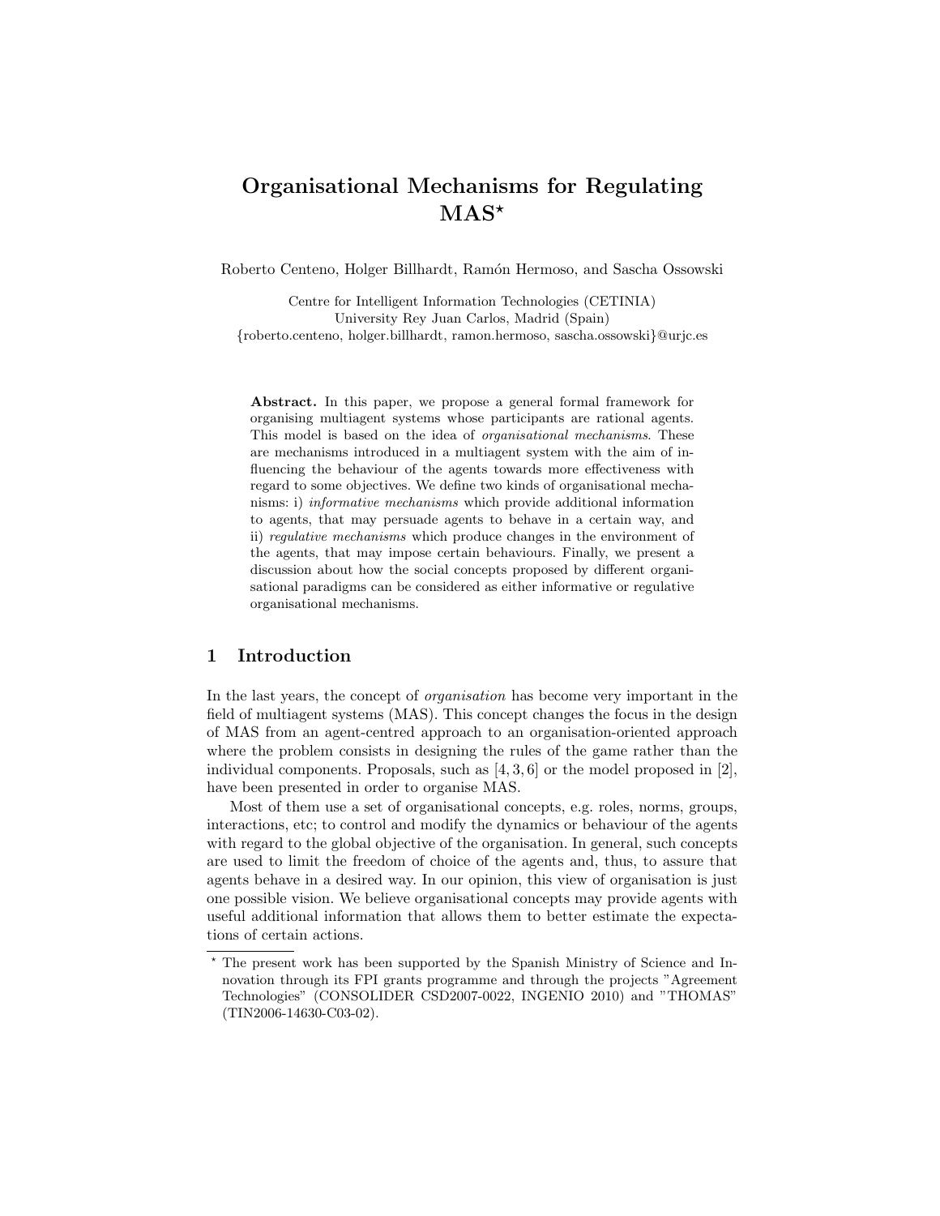# Organisational Mechanisms for Regulating MAS*

Roberto Centeno, Holger Billhardt, Ramón Hermoso, and Sascha Ossowski

Centre for Intelligent Information Technologies (CETINIA)
University Rey Juan Carlos, Madrid (Spain)
{roberto.centeno, holger.billhardt, ramon.hermoso, sascha.ossowski}@urjc.es

**Abstract.** In this paper, we propose a general formal framework for organising multiagent systems whose participants are rational agents. This model is based on the idea of *organisational mechanisms*. These are mechanisms introduced in a multiagent system with the aim of influencing the behaviour of the agents towards more effectiveness with regard to some objectives. We define two kinds of organisational mechanisms: i) *informative mechanisms* which provide additional information to agents, that may persuade agents to behave in a certain way, and ii) *regulative mechanisms* which produce changes in the environment of the agents, that may impose certain behaviours. Finally, we present a discussion about how the social concepts proposed by different organisational paradigms can be considered as either informative or regulative organisational mechanisms.

## 1 Introduction

In the last years, the concept of *organisation* has become very important in the field of multiagent systems (MAS). This concept changes the focus in the design of MAS from an agent-centred approach to an organisation-oriented approach where the problem consists in designing the rules of the game rather than the individual components. Proposals, such as [4, 3, 6] or the model proposed in [2], have been presented in order to organise MAS.

Most of them use a set of organisational concepts, e.g. roles, norms, groups, interactions, etc; to control and modify the dynamics or behaviour of the agents with regard to the global objective of the organisation. In general, such concepts are used to limit the freedom of choice of the agents and, thus, to assure that agents behave in a desired way. In our opinion, this view of organisation is just one possible vision. We believe organisational concepts may provide agents with useful additional information that allows them to better estimate the expectations of certain actions.

* The present work has been supported by the Spanish Ministry of Science and Innovation through its FPI grants programme and through the projects "Agreement Technologies" (CONSOLIDER CSD2007-0022, INGENIO 2010) and "THOMAS" (TIN2006-14630-C03-02).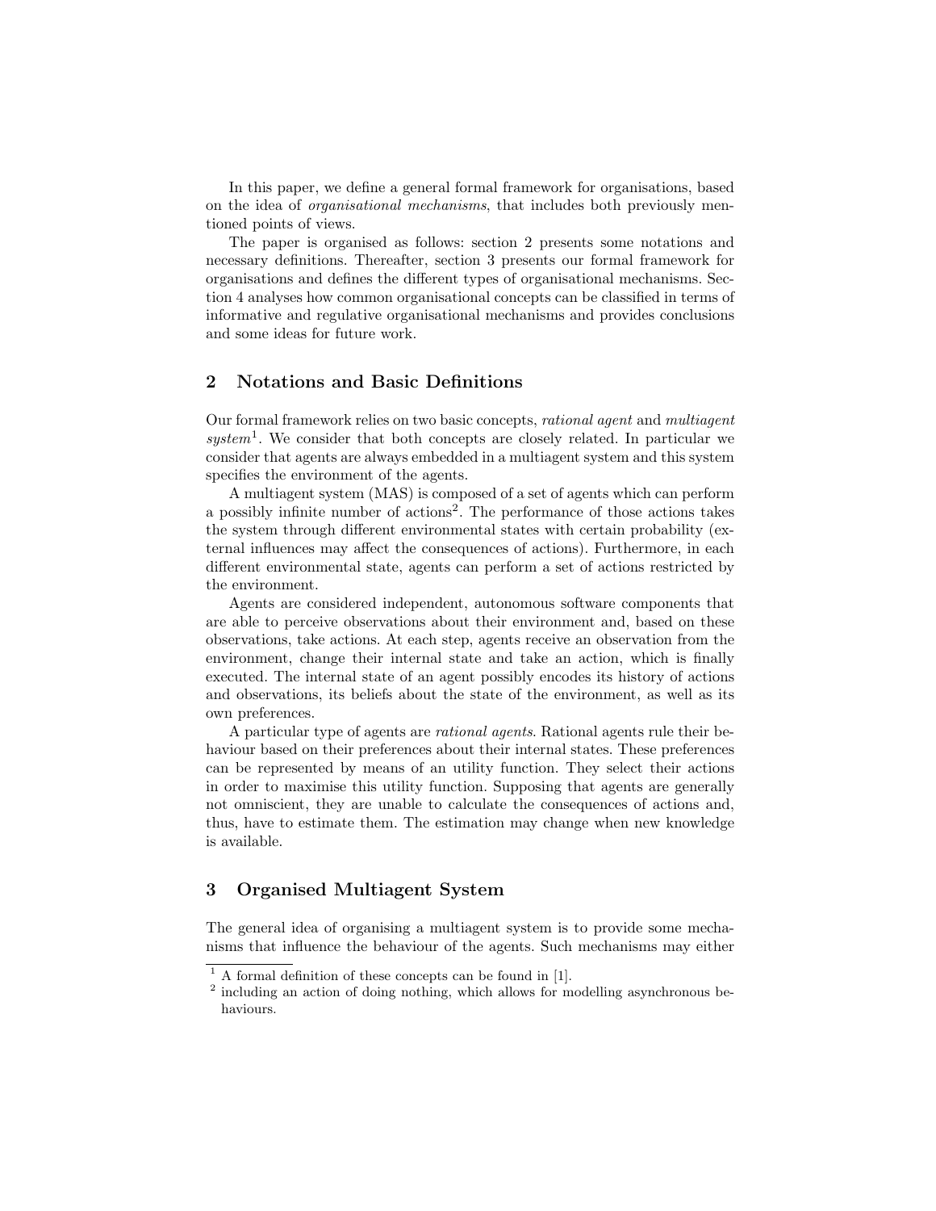In this paper, we define a general formal framework for organisations, based on the idea of *organisational mechanisms*, that includes both previously mentioned points of views.

The paper is organised as follows: section 2 presents some notations and necessary definitions. Thereafter, section 3 presents our formal framework for organisations and defines the different types of organisational mechanisms. Section 4 analyses how common organisational concepts can be classified in terms of informative and regulative organisational mechanisms and provides conclusions and some ideas for future work.

## 2 Notations and Basic Definitions

Our formal framework relies on two basic concepts, *rational agent* and *multiagent system*[1]. We consider that both concepts are closely related. In particular we consider that agents are always embedded in a multiagent system and this system specifies the environment of the agents.

A multiagent system (MAS) is composed of a set of agents which can perform a possibly infinite number of actions[2]. The performance of those actions takes the system through different environmental states with certain probability (external influences may affect the consequences of actions). Furthermore, in each different environmental state, agents can perform a set of actions restricted by the environment.

Agents are considered independent, autonomous software components that are able to perceive observations about their environment and, based on these observations, take actions. At each step, agents receive an observation from the environment, change their internal state and take an action, which is finally executed. The internal state of an agent possibly encodes its history of actions and observations, its beliefs about the state of the environment, as well as its own preferences.

A particular type of agents are *rational agents*. Rational agents rule their behaviour based on their preferences about their internal states. These preferences can be represented by means of an utility function. They select their actions in order to maximise this utility function. Supposing that agents are generally not omniscient, they are unable to calculate the consequences of actions and, thus, have to estimate them. The estimation may change when new knowledge is available.

## 3 Organised Multiagent System

The general idea of organising a multiagent system is to provide some mechanisms that influence the behaviour of the agents. Such mechanisms may either

[1] A formal definition of these concepts can be found in [1].

[2] including an action of doing nothing, which allows for modelling asynchronous behaviours.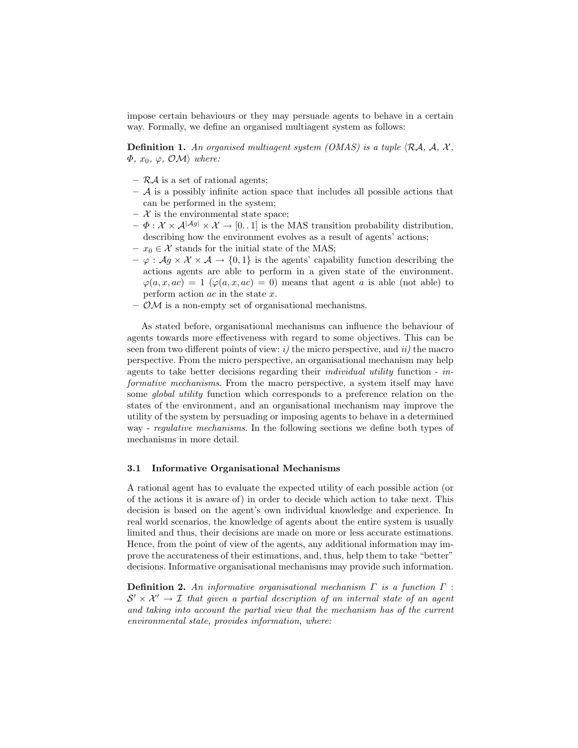impose certain behaviours or they may persuade agents to behave in a certain way. Formally, we define an organised multiagent system as follows:

**Definition 1.** *An organised multiagent system (OMAS) is a tuple* $\langle \mathcal{RA}, \mathcal{A}, \mathcal{X}, \Phi, x_0, \varphi, \mathcal{OM} \rangle$ *where:*

- $\mathcal{RA}$ is a set of rational agents;
- $\mathcal{A}$ is a possibly infinite action space that includes all possible actions that can be performed in the system;
- $\mathcal{X}$ is the environmental state space;
- $\Phi : \mathcal{X} \times \mathcal{A}^{|\mathcal{A}g|} \times \mathcal{X} \rightarrow [0..1]$ is the MAS transition probability distribution, describing how the environment evolves as a result of agents' actions;
- $x_0 \in \mathcal{X}$ stands for the initial state of the MAS;
- $\varphi : \mathcal{A}g \times \mathcal{X} \times \mathcal{A} \rightarrow \{0, 1\}$ is the agents' capability function describing the actions agents are able to perform in a given state of the environment. $\varphi(a, x, ac) = 1$ ($\varphi(a, x, ac) = 0$) means that agent $a$ is able (not able) to perform action $ac$ in the state $x$.
- $\mathcal{OM}$ is a non-empty set of organisational mechanisms.

As stated before, organisational mechanisms can influence the behaviour of agents towards more effectiveness with regard to some objectives. This can be seen from two different points of view: *i)* the micro perspective, and *ii)* the macro perspective. From the micro perspective, an organisational mechanism may help agents to take better decisions regarding their *individual utility* function - *informative mechanisms*. From the macro perspective, a system itself may have some *global utility* function which corresponds to a preference relation on the states of the environment, and an organisational mechanism may improve the utility of the system by persuading or imposing agents to behave in a determined way - *regulative mechanisms*. In the following sections we define both types of mechanisms in more detail.

### 3.1 Informative Organisational Mechanisms

A rational agent has to evaluate the expected utility of each possible action (or of the actions it is aware of) in order to decide which action to take next. This decision is based on the agent's own individual knowledge and experience. In real world scenarios, the knowledge of agents about the entire system is usually limited and thus, their decisions are made on more or less accurate estimations. Hence, from the point of view of the agents, any additional information may improve the accurateness of their estimations, and, thus, help them to take "better" decisions. Informative organisational mechanisms may provide such information.

**Definition 2.** *An informative organisational mechanism* $\Gamma$ *is a function* $\Gamma : \mathcal{S}' \times \mathcal{X}' \rightarrow \mathcal{I}$ *that given a partial description of an internal state of an agent and taking into account the partial view that the mechanism has of the current environmental state, provides information, where:*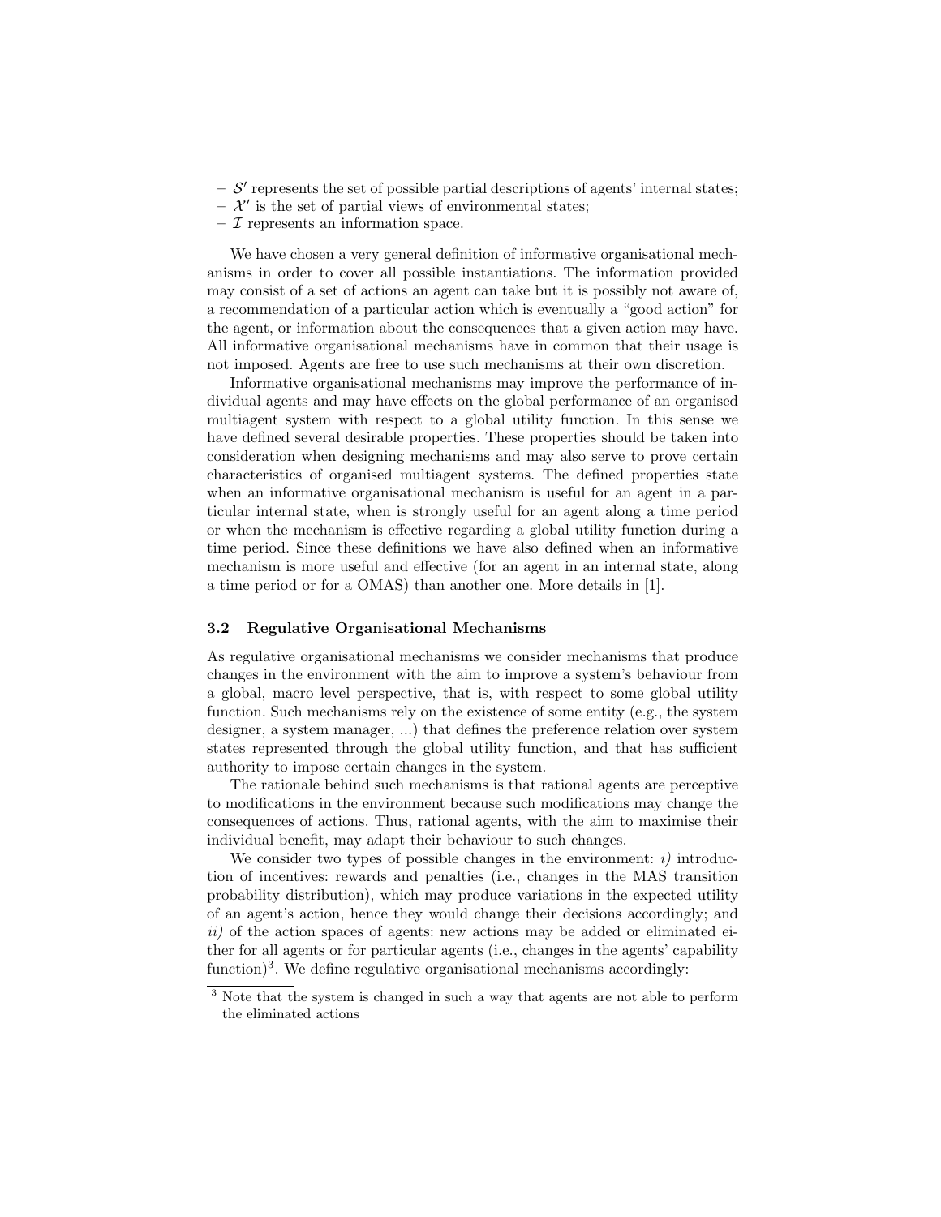- $\mathcal{S}'$ represents the set of possible partial descriptions of agents' internal states;
- $\mathcal{X}'$ is the set of partial views of environmental states;
- $\mathcal{I}$ represents an information space.

We have chosen a very general definition of informative organisational mechanisms in order to cover all possible instantiations. The information provided may consist of a set of actions an agent can take but it is possibly not aware of, a recommendation of a particular action which is eventually a "good action" for the agent, or information about the consequences that a given action may have. All informative organisational mechanisms have in common that their usage is not imposed. Agents are free to use such mechanisms at their own discretion.

Informative organisational mechanisms may improve the performance of individual agents and may have effects on the global performance of an organised multiagent system with respect to a global utility function. In this sense we have defined several desirable properties. These properties should be taken into consideration when designing mechanisms and may also serve to prove certain characteristics of organised multiagent systems. The defined properties state when an informative organisational mechanism is useful for an agent in a particular internal state, when is strongly useful for an agent along a time period or when the mechanism is effective regarding a global utility function during a time period. Since these definitions we have also defined when an informative mechanism is more useful and effective (for an agent in an internal state, along a time period or for a OMAS) than another one. More details in [1].

### 3.2 Regulative Organisational Mechanisms

As regulative organisational mechanisms we consider mechanisms that produce changes in the environment with the aim to improve a system's behaviour from a global, macro level perspective, that is, with respect to some global utility function. Such mechanisms rely on the existence of some entity (e.g., the system designer, a system manager, ...) that defines the preference relation over system states represented through the global utility function, and that has sufficient authority to impose certain changes in the system.

The rationale behind such mechanisms is that rational agents are perceptive to modifications in the environment because such modifications may change the consequences of actions. Thus, rational agents, with the aim to maximise their individual benefit, may adapt their behaviour to such changes.

We consider two types of possible changes in the environment: *i)* introduction of incentives: rewards and penalties (i.e., changes in the MAS transition probability distribution), which may produce variations in the expected utility of an agent's action, hence they would change their decisions accordingly; and *ii)* of the action spaces of agents: new actions may be added or eliminated either for all agents or for particular agents (i.e., changes in the agents' capability function)[3]. We define regulative organisational mechanisms accordingly:

[3] Note that the system is changed in such a way that agents are not able to perform the eliminated actions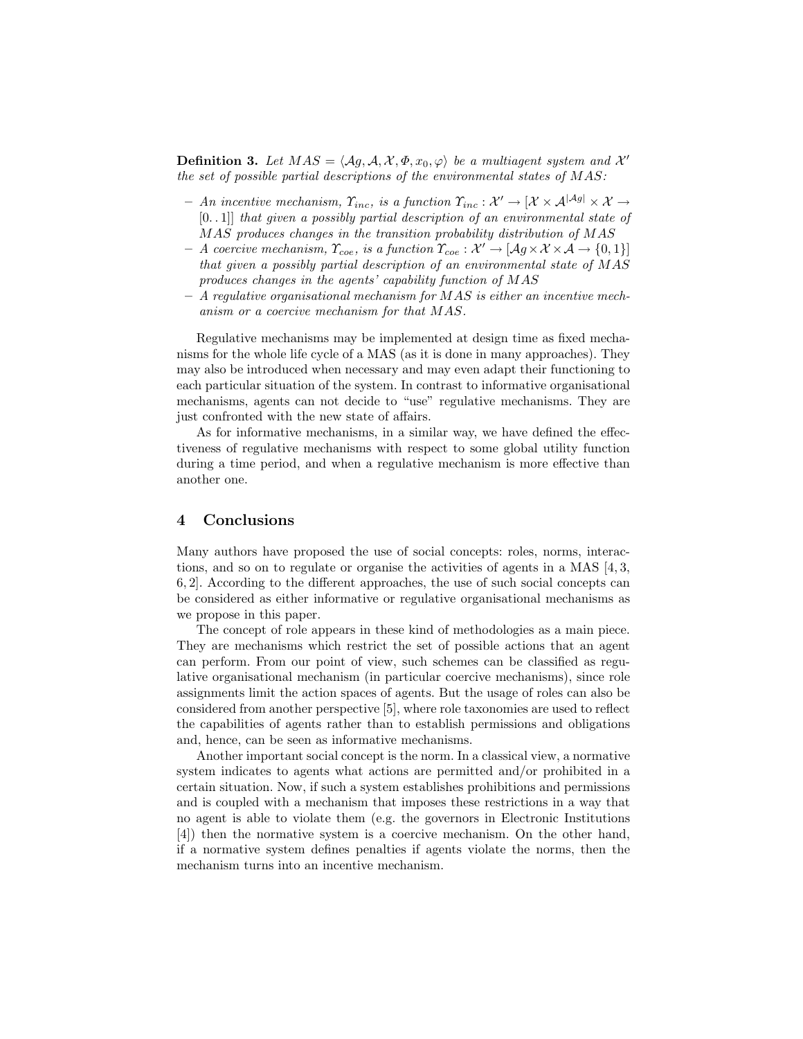**Definition 3.** *Let $MAS = \langle \mathcal{A}g, \mathcal{A}, \mathcal{X}, \Phi, x_0, \varphi \rangle$ be a multiagent system and $\mathcal{X}'$ the set of possible partial descriptions of the environmental states of $MAS$:*

- *An incentive mechanism, $\Upsilon_{inc}$, is a function $\Upsilon_{inc} : \mathcal{X}' \rightarrow [\mathcal{X} \times \mathcal{A}^{|\mathcal{A}g|} \times \mathcal{X} \rightarrow [0..1]]$ that given a possibly partial description of an environmental state of $MAS$ produces changes in the transition probability distribution of $MAS$*
- *A coercive mechanism, $\Upsilon_{coe}$, is a function $\Upsilon_{coe} : \mathcal{X}' \rightarrow [\mathcal{A}g \times \mathcal{X} \times \mathcal{A} \rightarrow \{0, 1\}]$ that given a possibly partial description of an environmental state of $MAS$ produces changes in the agents' capability function of $MAS$*
- *A regulative organisational mechanism for $MAS$ is either an incentive mechanism or a coercive mechanism for that $MAS$.*

Regulative mechanisms may be implemented at design time as fixed mechanisms for the whole life cycle of a MAS (as it is done in many approaches). They may also be introduced when necessary and may even adapt their functioning to each particular situation of the system. In contrast to informative organisational mechanisms, agents can not decide to "use" regulative mechanisms. They are just confronted with the new state of affairs.

As for informative mechanisms, in a similar way, we have defined the effectiveness of regulative mechanisms with respect to some global utility function during a time period, and when a regulative mechanism is more effective than another one.

## 4 Conclusions

Many authors have proposed the use of social concepts: roles, norms, interactions, and so on to regulate or organise the activities of agents in a MAS [4, 3, 6, 2]. According to the different approaches, the use of such social concepts can be considered as either informative or regulative organisational mechanisms as we propose in this paper.

The concept of role appears in these kind of methodologies as a main piece. They are mechanisms which restrict the set of possible actions that an agent can perform. From our point of view, such schemes can be classified as regulative organisational mechanism (in particular coercive mechanisms), since role assignments limit the action spaces of agents. But the usage of roles can also be considered from another perspective [5], where role taxonomies are used to reflect the capabilities of agents rather than to establish permissions and obligations and, hence, can be seen as informative mechanisms.

Another important social concept is the norm. In a classical view, a normative system indicates to agents what actions are permitted and/or prohibited in a certain situation. Now, if such a system establishes prohibitions and permissions and is coupled with a mechanism that imposes these restrictions in a way that no agent is able to violate them (e.g. the governors in Electronic Institutions [4]) then the normative system is a coercive mechanism. On the other hand, if a normative system defines penalties if agents violate the norms, then the mechanism turns into an incentive mechanism.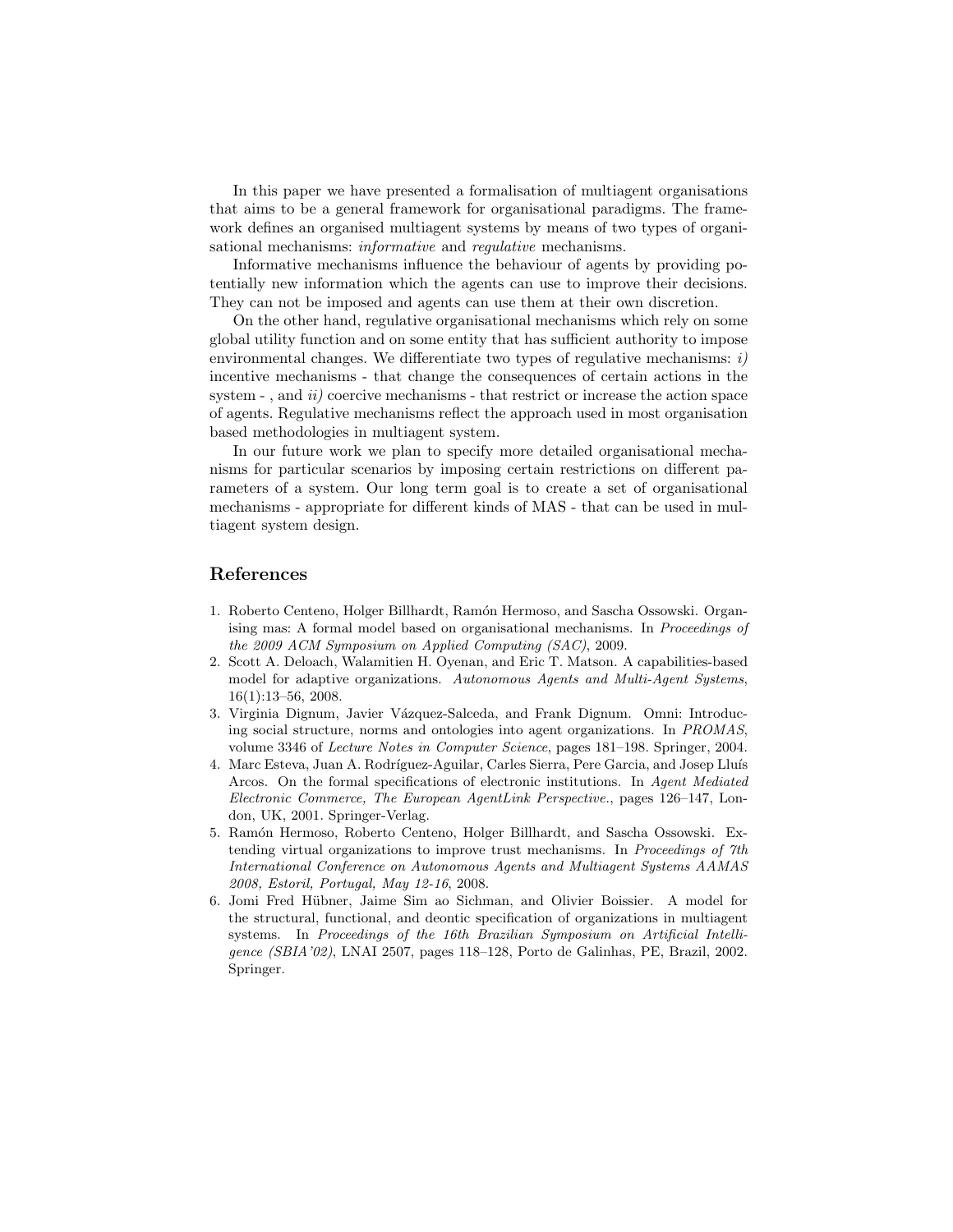In this paper we have presented a formalisation of multiagent organisations that aims to be a general framework for organisational paradigms. The framework defines an organised multiagent systems by means of two types of organisational mechanisms: *informative* and *regulative* mechanisms.

Informative mechanisms influence the behaviour of agents by providing potentially new information which the agents can use to improve their decisions. They can not be imposed and agents can use them at their own discretion.

On the other hand, regulative organisational mechanisms which rely on some global utility function and on some entity that has sufficient authority to impose environmental changes. We differentiate two types of regulative mechanisms: *i)* incentive mechanisms - that change the consequences of certain actions in the system - , and *ii)* coercive mechanisms - that restrict or increase the action space of agents. Regulative mechanisms reflect the approach used in most organisation based methodologies in multiagent system.

In our future work we plan to specify more detailed organisational mechanisms for particular scenarios by imposing certain restrictions on different parameters of a system. Our long term goal is to create a set of organisational mechanisms - appropriate for different kinds of MAS - that can be used in multiagent system design.

## References

1. Roberto Centeno, Holger Billhardt, Ramón Hermoso, and Sascha Ossowski. Organising mas: A formal model based on organisational mechanisms. In *Proceedings of the 2009 ACM Symposium on Applied Computing (SAC)*, 2009.
2. Scott A. Deloach, Walamitien H. Oyenan, and Eric T. Matson. A capabilities-based model for adaptive organizations. *Autonomous Agents and Multi-Agent Systems*, 16(1):13–56, 2008.
3. Virginia Dignum, Javier Vázquez-Salceda, and Frank Dignum. Omni: Introducing social structure, norms and ontologies into agent organizations. In *PROMAS*, volume 3346 of *Lecture Notes in Computer Science*, pages 181–198. Springer, 2004.
4. Marc Esteva, Juan A. Rodríguez-Aguilar, Carles Sierra, Pere Garcia, and Josep Lluís Arcos. On the formal specifications of electronic institutions. In *Agent Mediated Electronic Commerce, The European AgentLink Perspective.*, pages 126–147, London, UK, 2001. Springer-Verlag.
5. Ramón Hermoso, Roberto Centeno, Holger Billhardt, and Sascha Ossowski. Extending virtual organizations to improve trust mechanisms. In *Proceedings of 7th International Conference on Autonomous Agents and Multiagent Systems AAMAS 2008, Estoril, Portugal, May 12-16*, 2008.
6. Jomi Fred Hübner, Jaime Sim ao Sichman, and Olivier Boissier. A model for the structural, functional, and deontic specification of organizations in multiagent systems. In *Proceedings of the 16th Brazilian Symposium on Artificial Intelligence (SBIA'02)*, LNAI 2507, pages 118–128, Porto de Galinhas, PE, Brazil, 2002. Springer.